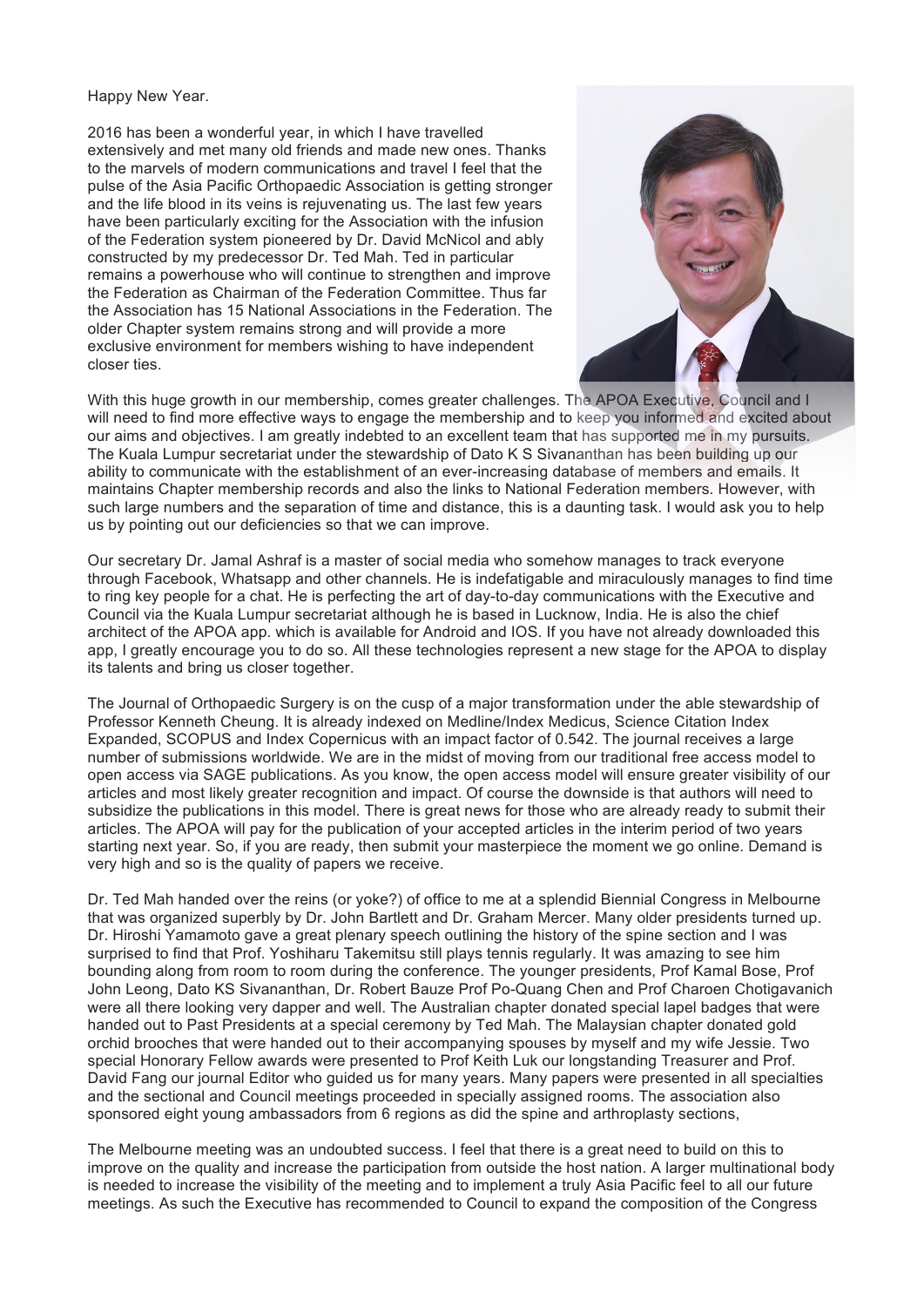Happy New Year.

2016 has been a wonderful year, in which I have travelled extensively and met many old friends and made new ones. Thanks to the marvels of modern communications and travel I feel that the pulse of the Asia Pacific Orthopaedic Association is getting stronger and the life blood in its veins is rejuvenating us. The last few years have been particularly exciting for the Association with the infusion of the Federation system pioneered by Dr. David McNicol and ably constructed by my predecessor Dr. Ted Mah. Ted in particular remains a powerhouse who will continue to strengthen and improve the Federation as Chairman of the Federation Committee. Thus far the Association has 15 National Associations in the Federation. The older Chapter system remains strong and will provide a more exclusive environment for members wishing to have independent closer ties.

With this huge growth in our membership, comes greater challenges. The APOA Executive, Council and I will need to find more effective ways to engage the membership and to keep you informed and excited about our aims and objectives. I am greatly indebted to an excellent team that has supported me in my pursuits. The Kuala Lumpur secretariat under the stewardship of Dato K S Sivananthan has been building up our ability to communicate with the establishment of an ever-increasing database of members and emails. It maintains Chapter membership records and also the links to National Federation members. However, with such large numbers and the separation of time and distance, this is a daunting task. I would ask you to help us by pointing out our deficiencies so that we can improve.

Our secretary Dr. Jamal Ashraf is a master of social media who somehow manages to track everyone through Facebook, Whatsapp and other channels. He is indefatigable and miraculously manages to find time to ring key people for a chat. He is perfecting the art of day-to-day communications with the Executive and Council via the Kuala Lumpur secretariat although he is based in Lucknow, India. He is also the chief architect of the APOA app. which is available for Android and IOS. If you have not already downloaded this app, I greatly encourage you to do so. All these technologies represent a new stage for the APOA to display its talents and bring us closer together.

The Journal of Orthopaedic Surgery is on the cusp of a major transformation under the able stewardship of Professor Kenneth Cheung. It is already indexed on Medline/Index Medicus, Science Citation Index Expanded, SCOPUS and Index Copernicus with an impact factor of 0.542. The journal receives a large number of submissions worldwide. We are in the midst of moving from our traditional free access model to open access via SAGE publications. As you know, the open access model will ensure greater visibility of our articles and most likely greater recognition and impact. Of course the downside is that authors will need to subsidize the publications in this model. There is great news for those who are already ready to submit their articles. The APOA will pay for the publication of your accepted articles in the interim period of two years starting next year. So, if you are ready, then submit your masterpiece the moment we go online. Demand is very high and so is the quality of papers we receive.

Dr. Ted Mah handed over the reins (or yoke?) of office to me at a splendid Biennial Congress in Melbourne that was organized superbly by Dr. John Bartlett and Dr. Graham Mercer. Many older presidents turned up. Dr. Hiroshi Yamamoto gave a great plenary speech outlining the history of the spine section and I was surprised to find that Prof. Yoshiharu Takemitsu still plays tennis regularly. It was amazing to see him bounding along from room to room during the conference. The younger presidents, Prof Kamal Bose, Prof John Leong, Dato KS Sivananthan, Dr. Robert Bauze Prof Po-Quang Chen and Prof Charoen Chotigavanich were all there looking very dapper and well. The Australian chapter donated special lapel badges that were handed out to Past Presidents at a special ceremony by Ted Mah. The Malaysian chapter donated gold orchid brooches that were handed out to their accompanying spouses by myself and my wife Jessie. Two special Honorary Fellow awards were presented to Prof Keith Luk our longstanding Treasurer and Prof. David Fang our journal Editor who guided us for many years. Many papers were presented in all specialties and the sectional and Council meetings proceeded in specially assigned rooms. The association also sponsored eight young ambassadors from 6 regions as did the spine and arthroplasty sections,

The Melbourne meeting was an undoubted success. I feel that there is a great need to build on this to improve on the quality and increase the participation from outside the host nation. A larger multinational body is needed to increase the visibility of the meeting and to implement a truly Asia Pacific feel to all our future meetings. As such the Executive has recommended to Council to expand the composition of the Congress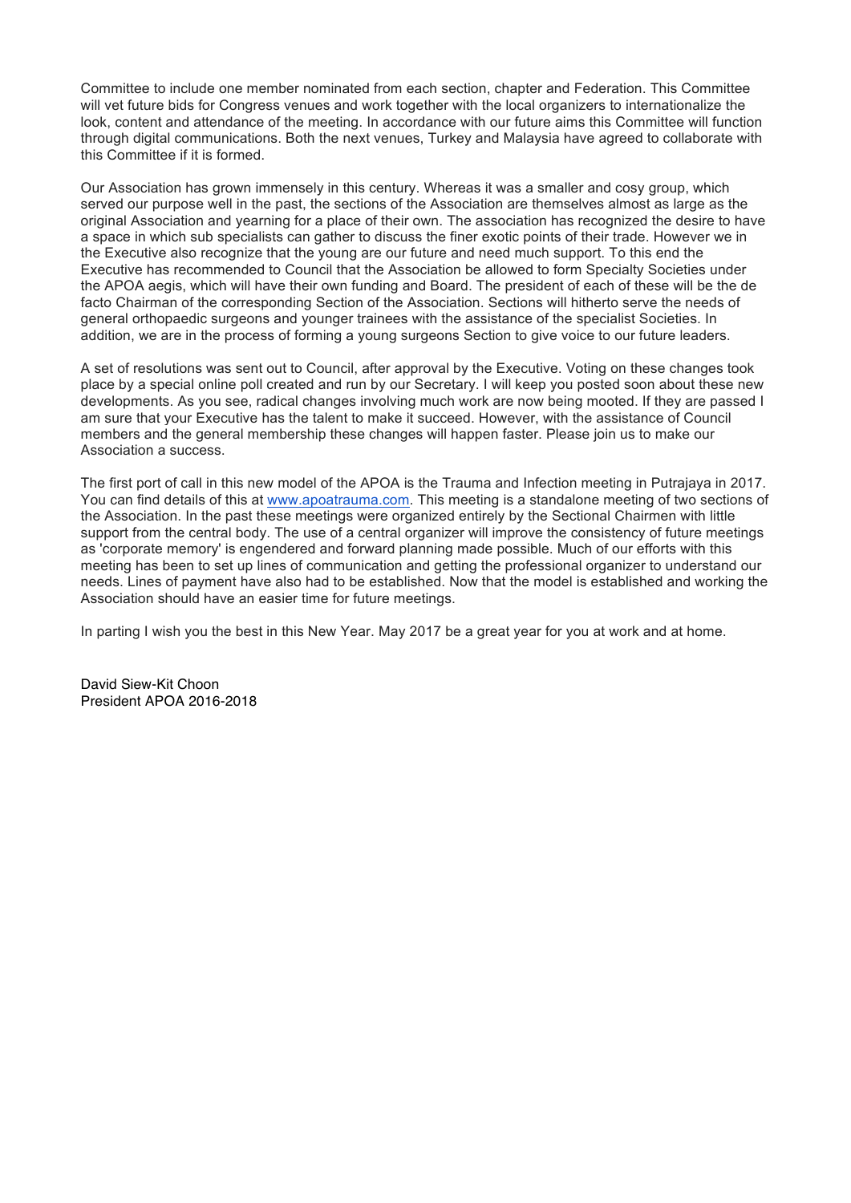Committee to include one member nominated from each section, chapter and Federation. This Committee will vet future bids for Congress venues and work together with the local organizers to internationalize the look, content and attendance of the meeting. In accordance with our future aims this Committee will function through digital communications. Both the next venues, Turkey and Malaysia have agreed to collaborate with this Committee if it is formed.

Our Association has grown immensely in this century. Whereas it was a smaller and cosy group, which served our purpose well in the past, the sections of the Association are themselves almost as large as the original Association and yearning for a place of their own. The association has recognized the desire to have a space in which sub specialists can gather to discuss the finer exotic points of their trade. However we in the Executive also recognize that the young are our future and need much support. To this end the Executive has recommended to Council that the Association be allowed to form Specialty Societies under the APOA aegis, which will have their own funding and Board. The president of each of these will be the de facto Chairman of the corresponding Section of the Association. Sections will hitherto serve the needs of general orthopaedic surgeons and younger trainees with the assistance of the specialist Societies. In addition, we are in the process of forming a young surgeons Section to give voice to our future leaders.

A set of resolutions was sent out to Council, after approval by the Executive. Voting on these changes took place by a special online poll created and run by our Secretary. I will keep you posted soon about these new developments. As you see, radical changes involving much work are now being mooted. If they are passed I am sure that your Executive has the talent to make it succeed. However, with the assistance of Council members and the general membership these changes will happen faster. Please join us to make our Association a success.

The first port of call in this new model of the APOA is the Trauma and Infection meeting in Putrajaya in 2017. You can find details of this at www.apoatrauma.com. This meeting is a standalone meeting of two sections of the Association. In the past these meetings were organized entirely by the Sectional Chairmen with little support from the central body. The use of a central organizer will improve the consistency of future meetings as 'corporate memory' is engendered and forward planning made possible. Much of our efforts with this meeting has been to set up lines of communication and getting the professional organizer to understand our needs. Lines of payment have also had to be established. Now that the model is established and working the Association should have an easier time for future meetings.

In parting I wish you the best in this New Year. May 2017 be a great year for you at work and at home.

David Siew-Kit Choon  
President APOA 2016-2018